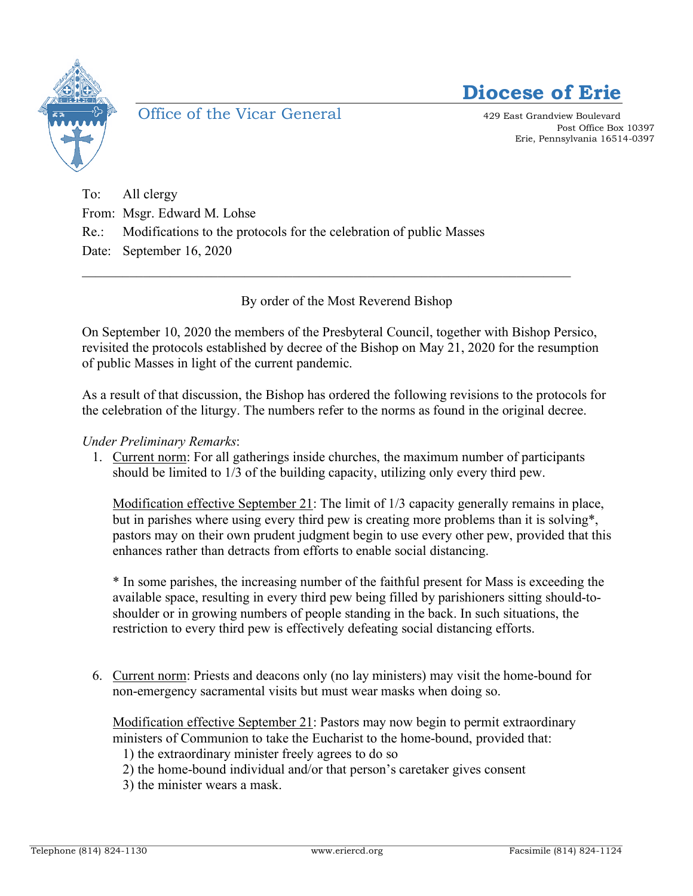# Diocese of Erie

Office of the Vicar General

429 East Grandview Boulevard
Post Office Box 10397
Erie, Pennsylvania 16514-0397

To: All clergy
From: Msgr. Edward M. Lohse
Re.: Modifications to the protocols for the celebration of public Masses
Date: September 16, 2020

---

By order of the Most Reverend Bishop

On September 10, 2020 the members of the Presbyteral Council, together with Bishop Persico, revisited the protocols established by decree of the Bishop on May 21, 2020 for the resumption of public Masses in light of the current pandemic.

As a result of that discussion, the Bishop has ordered the following revisions to the protocols for the celebration of the liturgy. The numbers refer to the norms as found in the original decree.

*Under Preliminary Remarks*:

1. <u>Current norm</u>: For all gatherings inside churches, the maximum number of participants should be limited to 1/3 of the building capacity, utilizing only every third pew.

   <u>Modification effective September 21</u>: The limit of 1/3 capacity generally remains in place, but in parishes where using every third pew is creating more problems than it is solving*, pastors may on their own prudent judgment begin to use every other pew, provided that this enhances rather than detracts from efforts to enable social distancing.

   * In some parishes, the increasing number of the faithful present for Mass is exceeding the available space, resulting in every third pew being filled by parishioners sitting should-to-shoulder or in growing numbers of people standing in the back. In such situations, the restriction to every third pew is effectively defeating social distancing efforts.

6. <u>Current norm</u>: Priests and deacons only (no lay ministers) may visit the home-bound for non-emergency sacramental visits but must wear masks when doing so.

   <u>Modification effective September 21</u>: Pastors may now begin to permit extraordinary ministers of Communion to take the Eucharist to the home-bound, provided that:
   1) the extraordinary minister freely agrees to do so
   2) the home-bound individual and/or that person's caretaker gives consent
   3) the minister wears a mask.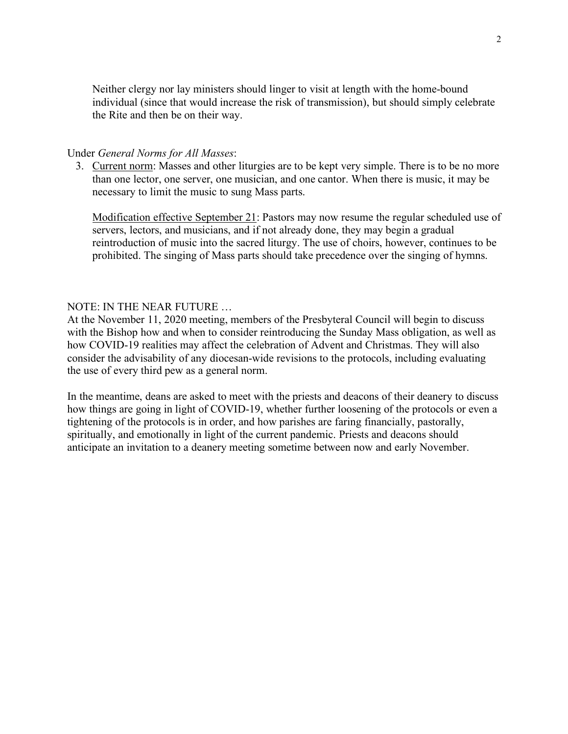Neither clergy nor lay ministers should linger to visit at length with the home-bound individual (since that would increase the risk of transmission), but should simply celebrate the Rite and then be on their way.

Under *General Norms for All Masses*:

3. Current norm: Masses and other liturgies are to be kept very simple. There is to be no more than one lector, one server, one musician, and one cantor. When there is music, it may be necessary to limit the music to sung Mass parts.

   Modification effective September 21: Pastors may now resume the regular scheduled use of servers, lectors, and musicians, and if not already done, they may begin a gradual reintroduction of music into the sacred liturgy. The use of choirs, however, continues to be prohibited. The singing of Mass parts should take precedence over the singing of hymns.

NOTE: IN THE NEAR FUTURE …

At the November 11, 2020 meeting, members of the Presbyteral Council will begin to discuss with the Bishop how and when to consider reintroducing the Sunday Mass obligation, as well as how COVID-19 realities may affect the celebration of Advent and Christmas. They will also consider the advisability of any diocesan-wide revisions to the protocols, including evaluating the use of every third pew as a general norm.

In the meantime, deans are asked to meet with the priests and deacons of their deanery to discuss how things are going in light of COVID-19, whether further loosening of the protocols or even a tightening of the protocols is in order, and how parishes are faring financially, pastorally, spiritually, and emotionally in light of the current pandemic. Priests and deacons should anticipate an invitation to a deanery meeting sometime between now and early November.